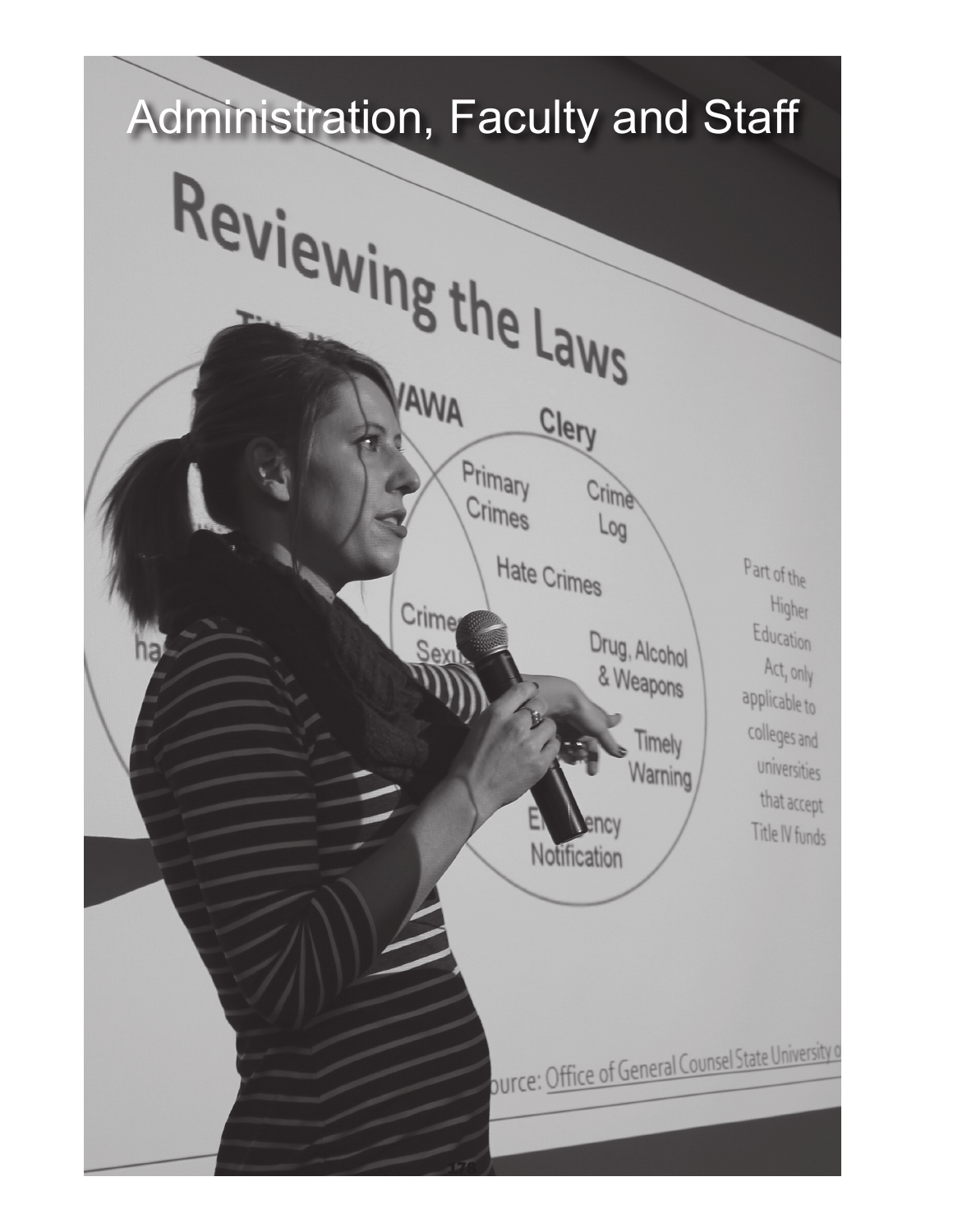# Administration, Faculty and Staff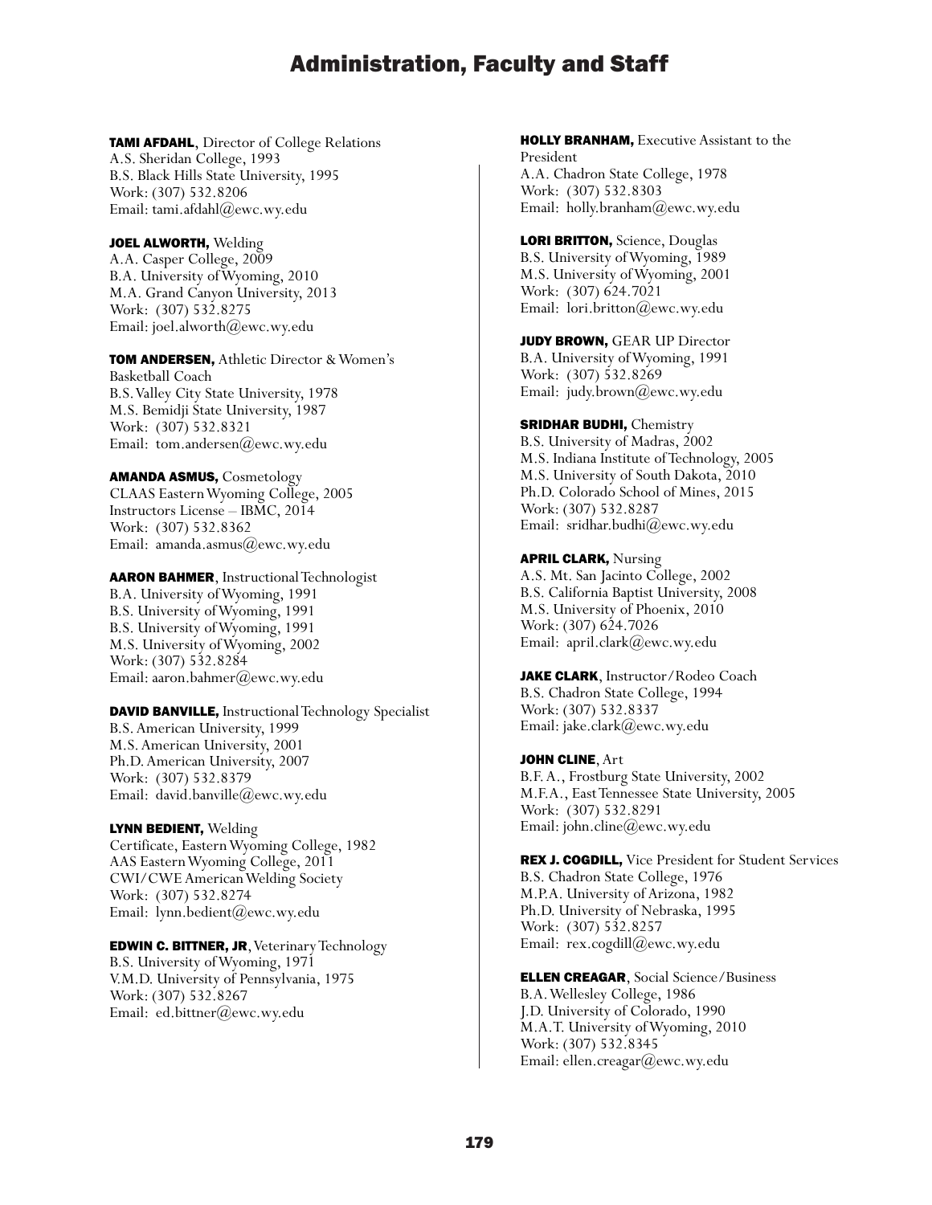# Administration, Faculty and Staff

**TAMI AFDAHL**, Director of College Relations
A.S. Sheridan College, 1993
B.S. Black Hills State University, 1995
Work: (307) 532.8206
Email: tami.afdahl@ewc.wy.edu

**JOEL ALWORTH,** Welding
A.A. Casper College, 2009
B.A. University of Wyoming, 2010
M.A. Grand Canyon University, 2013
Work: (307) 532.8275
Email: joel.alworth@ewc.wy.edu

**TOM ANDERSEN,** Athletic Director & Women's Basketball Coach
B.S. Valley City State University, 1978
M.S. Bemidji State University, 1987
Work: (307) 532.8321
Email: tom.andersen@ewc.wy.edu

**AMANDA ASMUS,** Cosmetology
CLAAS Eastern Wyoming College, 2005
Instructors License – IBMC, 2014
Work: (307) 532.8362
Email: amanda.asmus@ewc.wy.edu

**AARON BAHMER**, Instructional Technologist
B.A. University of Wyoming, 1991
B.S. University of Wyoming, 1991
B.S. University of Wyoming, 1991
M.S. University of Wyoming, 2002
Work: (307) 532.8284
Email: aaron.bahmer@ewc.wy.edu

**DAVID BANVILLE,** Instructional Technology Specialist
B.S. American University, 1999
M.S. American University, 2001
Ph.D. American University, 2007
Work: (307) 532.8379
Email: david.banville@ewc.wy.edu

**LYNN BEDIENT,** Welding
Certificate, Eastern Wyoming College, 1982
AAS Eastern Wyoming College, 2011
CWI/CWE American Welding Society
Work: (307) 532.8274
Email: lynn.bedient@ewc.wy.edu

**EDWIN C. BITTNER, JR**, Veterinary Technology
B.S. University of Wyoming, 1971
V.M.D. University of Pennsylvania, 1975
Work: (307) 532.8267
Email: ed.bittner@ewc.wy.edu

**HOLLY BRANHAM,** Executive Assistant to the President
A.A. Chadron State College, 1978
Work: (307) 532.8303
Email: holly.branham@ewc.wy.edu

**LORI BRITTON,** Science, Douglas
B.S. University of Wyoming, 1989
M.S. University of Wyoming, 2001
Work: (307) 624.7021
Email: lori.britton@ewc.wy.edu

**JUDY BROWN,** GEAR UP Director
B.A. University of Wyoming, 1991
Work: (307) 532.8269
Email: judy.brown@ewc.wy.edu

**SRIDHAR BUDHI,** Chemistry
B.S. University of Madras, 2002
M.S. Indiana Institute of Technology, 2005
M.S. University of South Dakota, 2010
Ph.D. Colorado School of Mines, 2015
Work: (307) 532.8287
Email: sridhar.budhi@ewc.wy.edu

**APRIL CLARK,** Nursing
A.S. Mt. San Jacinto College, 2002
B.S. California Baptist University, 2008
M.S. University of Phoenix, 2010
Work: (307) 624.7026
Email: april.clark@ewc.wy.edu

**JAKE CLARK**, Instructor/Rodeo Coach
B.S. Chadron State College, 1994
Work: (307) 532.8337
Email: jake.clark@ewc.wy.edu

**JOHN CLINE**, Art
B.F. A., Frostburg State University, 2002
M.F.A., East Tennessee State University, 2005
Work: (307) 532.8291
Email: john.cline@ewc.wy.edu

**REX J. COGDILL,** Vice President for Student Services
B.S. Chadron State College, 1976
M.P.A. University of Arizona, 1982
Ph.D. University of Nebraska, 1995
Work: (307) 532.8257
Email: rex.cogdill@ewc.wy.edu

**ELLEN CREAGAR**, Social Science/Business
B.A. Wellesley College, 1986
J.D. University of Colorado, 1990
M.A.T. University of Wyoming, 2010
Work: (307) 532.8345
Email: ellen.creagar@ewc.wy.edu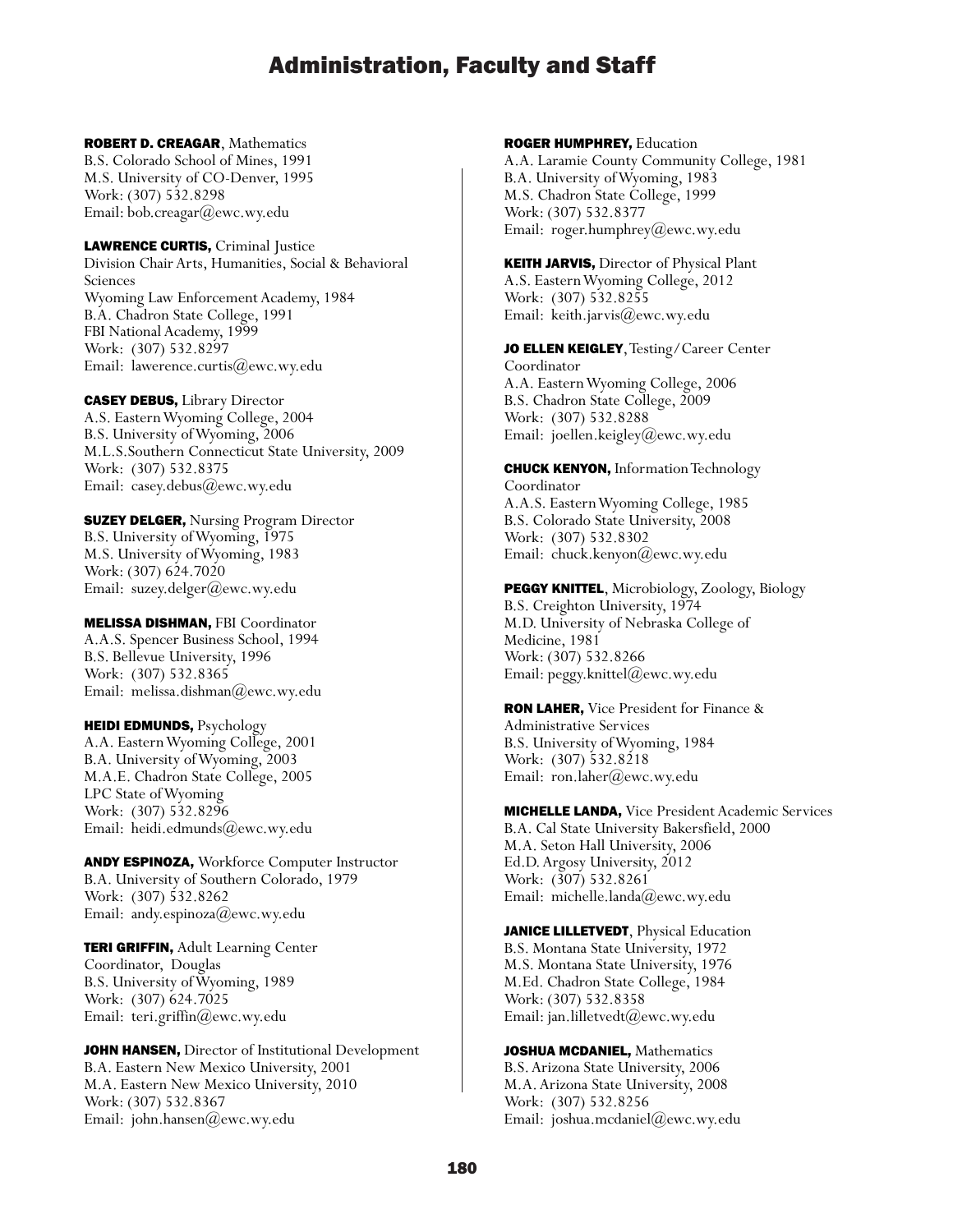# Administration, Faculty and Staff

**ROBERT D. CREAGAR**, Mathematics
B.S. Colorado School of Mines, 1991
M.S. University of CO-Denver, 1995
Work: (307) 532.8298
Email: bob.creagar@ewc.wy.edu

**LAWRENCE CURTIS,** Criminal Justice
Division Chair Arts, Humanities, Social & Behavioral Sciences
Wyoming Law Enforcement Academy, 1984
B.A. Chadron State College, 1991
FBI National Academy, 1999
Work: (307) 532.8297
Email: lawerence.curtis@ewc.wy.edu

**CASEY DEBUS,** Library Director
A.S. Eastern Wyoming College, 2004
B.S. University of Wyoming, 2006
M.L.S.Southern Connecticut State University, 2009
Work: (307) 532.8375
Email: casey.debus@ewc.wy.edu

**SUZEY DELGER,** Nursing Program Director
B.S. University of Wyoming, 1975
M.S. University of Wyoming, 1983
Work: (307) 624.7020
Email: suzey.delger@ewc.wy.edu

**MELISSA DISHMAN,** FBI Coordinator
A.A.S. Spencer Business School, 1994
B.S. Bellevue University, 1996
Work: (307) 532.8365
Email: melissa.dishman@ewc.wy.edu

**HEIDI EDMUNDS,** Psychology
A.A. Eastern Wyoming College, 2001
B.A. University of Wyoming, 2003
M.A.E. Chadron State College, 2005
LPC State of Wyoming
Work: (307) 532.8296
Email: heidi.edmunds@ewc.wy.edu

**ANDY ESPINOZA,** Workforce Computer Instructor
B.A. University of Southern Colorado, 1979
Work: (307) 532.8262
Email: andy.espinoza@ewc.wy.edu

**TERI GRIFFIN,** Adult Learning Center Coordinator, Douglas
B.S. University of Wyoming, 1989
Work: (307) 624.7025
Email: teri.griffin@ewc.wy.edu

**JOHN HANSEN,** Director of Institutional Development
B.A. Eastern New Mexico University, 2001
M.A. Eastern New Mexico University, 2010
Work: (307) 532.8367
Email: john.hansen@ewc.wy.edu

**ROGER HUMPHREY,** Education
A.A. Laramie County Community College, 1981
B.A. University of Wyoming, 1983
M.S. Chadron State College, 1999
Work: (307) 532.8377
Email: roger.humphrey@ewc.wy.edu

**KEITH JARVIS,** Director of Physical Plant
A.S. Eastern Wyoming College, 2012
Work: (307) 532.8255
Email: keith.jarvis@ewc.wy.edu

**JO ELLEN KEIGLEY**, Testing/Career Center Coordinator
A.A. Eastern Wyoming College, 2006
B.S. Chadron State College, 2009
Work: (307) 532.8288
Email: joellen.keigley@ewc.wy.edu

**CHUCK KENYON,** Information Technology Coordinator
A.A.S. Eastern Wyoming College, 1985
B.S. Colorado State University, 2008
Work: (307) 532.8302
Email: chuck.kenyon@ewc.wy.edu

**PEGGY KNITTEL**, Microbiology, Zoology, Biology
B.S. Creighton University, 1974
M.D. University of Nebraska College of Medicine, 1981
Work: (307) 532.8266
Email: peggy.knittel@ewc.wy.edu

**RON LAHER,** Vice President for Finance & Administrative Services
B.S. University of Wyoming, 1984
Work: (307) 532.8218
Email: ron.laher@ewc.wy.edu

**MICHELLE LANDA,** Vice President Academic Services
B.A. Cal State University Bakersfield, 2000
M.A. Seton Hall University, 2006
Ed.D. Argosy University, 2012
Work: (307) 532.8261
Email: michelle.landa@ewc.wy.edu

**JANICE LILLETVEDT**, Physical Education
B.S. Montana State University, 1972
M.S. Montana State University, 1976
M.Ed. Chadron State College, 1984
Work: (307) 532.8358
Email: jan.lilletvedt@ewc.wy.edu

**JOSHUA MCDANIEL,** Mathematics
B.S. Arizona State University, 2006
M.A. Arizona State University, 2008
Work: (307) 532.8256
Email: joshua.mcdaniel@ewc.wy.edu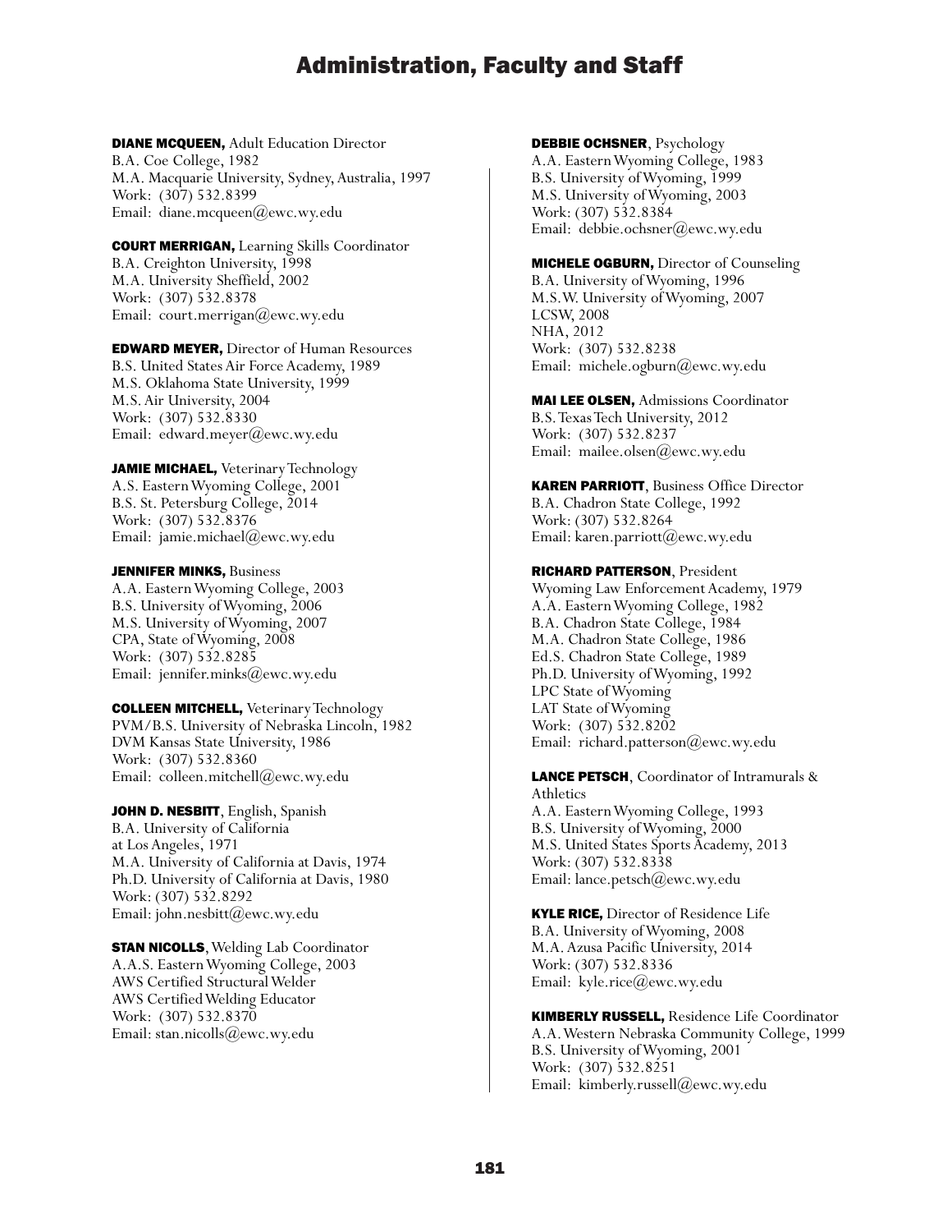# Administration, Faculty and Staff

**DIANE MCQUEEN,** Adult Education Director
B.A. Coe College, 1982
M.A. Macquarie University, Sydney, Australia, 1997
Work: (307) 532.8399
Email: diane.mcqueen@ewc.wy.edu

**COURT MERRIGAN,** Learning Skills Coordinator
B.A. Creighton University, 1998
M.A. University Sheffield, 2002
Work: (307) 532.8378
Email: court.merrigan@ewc.wy.edu

**EDWARD MEYER,** Director of Human Resources
B.S. United States Air Force Academy, 1989
M.S. Oklahoma State University, 1999
M.S. Air University, 2004
Work: (307) 532.8330
Email: edward.meyer@ewc.wy.edu

**JAMIE MICHAEL,** Veterinary Technology
A.S. Eastern Wyoming College, 2001
B.S. St. Petersburg College, 2014
Work: (307) 532.8376
Email: jamie.michael@ewc.wy.edu

**JENNIFER MINKS,** Business
A.A. Eastern Wyoming College, 2003
B.S. University of Wyoming, 2006
M.S. University of Wyoming, 2007
CPA, State of Wyoming, 2008
Work: (307) 532.8285
Email: jennifer.minks@ewc.wy.edu

**COLLEEN MITCHELL,** Veterinary Technology
PVM/B.S. University of Nebraska Lincoln, 1982
DVM Kansas State University, 1986
Work: (307) 532.8360
Email: colleen.mitchell@ewc.wy.edu

**JOHN D. NESBITT**, English, Spanish
B.A. University of California at Los Angeles, 1971
M.A. University of California at Davis, 1974
Ph.D. University of California at Davis, 1980
Work: (307) 532.8292
Email: john.nesbitt@ewc.wy.edu

**STAN NICOLLS**, Welding Lab Coordinator
A.A.S. Eastern Wyoming College, 2003
AWS Certified Structural Welder
AWS Certified Welding Educator
Work: (307) 532.8370
Email: stan.nicolls@ewc.wy.edu

**DEBBIE OCHSNER**, Psychology
A.A. Eastern Wyoming College, 1983
B.S. University of Wyoming, 1999
M.S. University of Wyoming, 2003
Work: (307) 532.8384
Email: debbie.ochsner@ewc.wy.edu

**MICHELE OGBURN,** Director of Counseling
B.A. University of Wyoming, 1996
M.S.W. University of Wyoming, 2007
LCSW, 2008
NHA, 2012
Work: (307) 532.8238
Email: michele.ogburn@ewc.wy.edu

**MAI LEE OLSEN,** Admissions Coordinator
B.S. Texas Tech University, 2012
Work: (307) 532.8237
Email: mailee.olsen@ewc.wy.edu

**KAREN PARRIOTT**, Business Office Director
B.A. Chadron State College, 1992
Work: (307) 532.8264
Email: karen.parriott@ewc.wy.edu

**RICHARD PATTERSON**, President
Wyoming Law Enforcement Academy, 1979
A.A. Eastern Wyoming College, 1982
B.A. Chadron State College, 1984
M.A. Chadron State College, 1986
Ed.S. Chadron State College, 1989
Ph.D. University of Wyoming, 1992
LPC State of Wyoming
LAT State of Wyoming
Work: (307) 532.8202
Email: richard.patterson@ewc.wy.edu

**LANCE PETSCH**, Coordinator of Intramurals & Athletics
A.A. Eastern Wyoming College, 1993
B.S. University of Wyoming, 2000
M.S. United States Sports Academy, 2013
Work: (307) 532.8338
Email: lance.petsch@ewc.wy.edu

**KYLE RICE,** Director of Residence Life
B.A. University of Wyoming, 2008
M.A. Azusa Pacific University, 2014
Work: (307) 532.8336
Email: kyle.rice@ewc.wy.edu

**KIMBERLY RUSSELL,** Residence Life Coordinator
A.A. Western Nebraska Community College, 1999
B.S. University of Wyoming, 2001
Work: (307) 532.8251
Email: kimberly.russell@ewc.wy.edu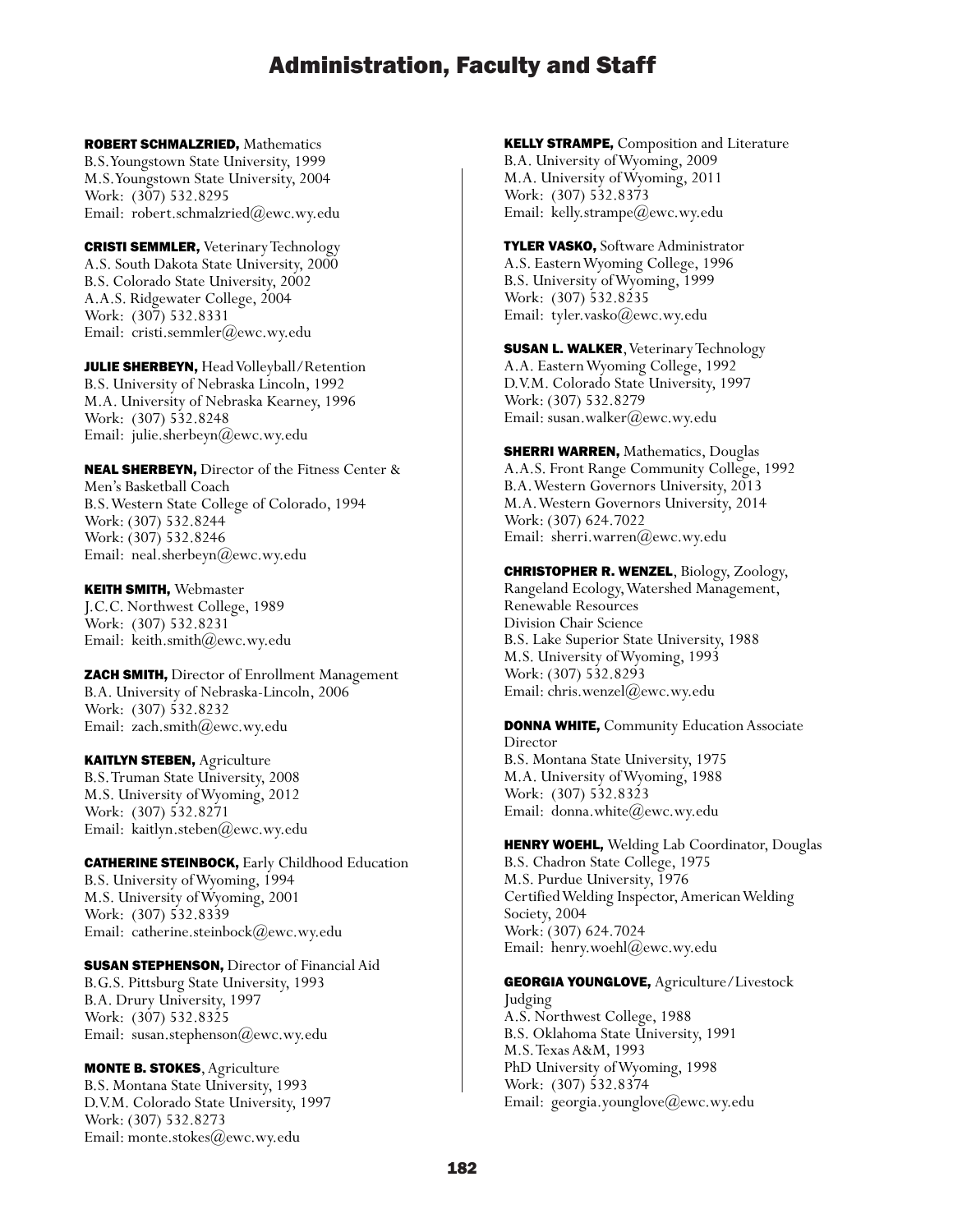# Administration, Faculty and Staff

**ROBERT SCHMALZRIED,** Mathematics
B.S. Youngstown State University, 1999
M.S. Youngstown State University, 2004
Work: (307) 532.8295
Email: robert.schmalzried@ewc.wy.edu

**CRISTI SEMMLER,** Veterinary Technology
A.S. South Dakota State University, 2000
B.S. Colorado State University, 2002
A.A.S. Ridgewater College, 2004
Work: (307) 532.8331
Email: cristi.semmler@ewc.wy.edu

**JULIE SHERBEYN,** Head Volleyball/Retention
B.S. University of Nebraska Lincoln, 1992
M.A. University of Nebraska Kearney, 1996
Work: (307) 532.8248
Email: julie.sherbeyn@ewc.wy.edu

**NEAL SHERBEYN,** Director of the Fitness Center & Men's Basketball Coach
B.S. Western State College of Colorado, 1994
Work: (307) 532.8244
Work: (307) 532.8246
Email: neal.sherbeyn@ewc.wy.edu

**KEITH SMITH,** Webmaster
J.C.C. Northwest College, 1989
Work: (307) 532.8231
Email: keith.smith@ewc.wy.edu

**ZACH SMITH,** Director of Enrollment Management
B.A. University of Nebraska-Lincoln, 2006
Work: (307) 532.8232
Email: zach.smith@ewc.wy.edu

**KAITLYN STEBEN,** Agriculture
B.S. Truman State University, 2008
M.S. University of Wyoming, 2012
Work: (307) 532.8271
Email: kaitlyn.steben@ewc.wy.edu

**CATHERINE STEINBOCK,** Early Childhood Education
B.S. University of Wyoming, 1994
M.S. University of Wyoming, 2001
Work: (307) 532.8339
Email: catherine.steinbock@ewc.wy.edu

**SUSAN STEPHENSON,** Director of Financial Aid
B.G.S. Pittsburg State University, 1993
B.A. Drury University, 1997
Work: (307) 532.8325
Email: susan.stephenson@ewc.wy.edu

**MONTE B. STOKES**, Agriculture
B.S. Montana State University, 1993
D.V.M. Colorado State University, 1997
Work: (307) 532.8273
Email: monte.stokes@ewc.wy.edu

**KELLY STRAMPE,** Composition and Literature
B.A. University of Wyoming, 2009
M.A. University of Wyoming, 2011
Work: (307) 532.8373
Email: kelly.strampe@ewc.wy.edu

**TYLER VASKO,** Software Administrator
A.S. Eastern Wyoming College, 1996
B.S. University of Wyoming, 1999
Work: (307) 532.8235
Email: tyler.vasko@ewc.wy.edu

**SUSAN L. WALKER**, Veterinary Technology
A.A. Eastern Wyoming College, 1992
D.V.M. Colorado State University, 1997
Work: (307) 532.8279
Email: susan.walker@ewc.wy.edu

**SHERRI WARREN,** Mathematics, Douglas
A.A.S. Front Range Community College, 1992
B.A. Western Governors University, 2013
M.A. Western Governors University, 2014
Work: (307) 624.7022
Email: sherri.warren@ewc.wy.edu

**CHRISTOPHER R. WENZEL**, Biology, Zoology, Rangeland Ecology, Watershed Management, Renewable Resources
Division Chair Science
B.S. Lake Superior State University, 1988
M.S. University of Wyoming, 1993
Work: (307) 532.8293
Email: chris.wenzel@ewc.wy.edu

**DONNA WHITE,** Community Education Associate Director
B.S. Montana State University, 1975
M.A. University of Wyoming, 1988
Work: (307) 532.8323
Email: donna.white@ewc.wy.edu

**HENRY WOEHL,** Welding Lab Coordinator, Douglas
B.S. Chadron State College, 1975
M.S. Purdue University, 1976
Certified Welding Inspector, American Welding Society, 2004
Work: (307) 624.7024
Email: henry.woehl@ewc.wy.edu

**GEORGIA YOUNGLOVE,** Agriculture/Livestock Judging
A.S. Northwest College, 1988
B.S. Oklahoma State University, 1991
M.S. Texas A&M, 1993
PhD University of Wyoming, 1998
Work: (307) 532.8374
Email: georgia.younglove@ewc.wy.edu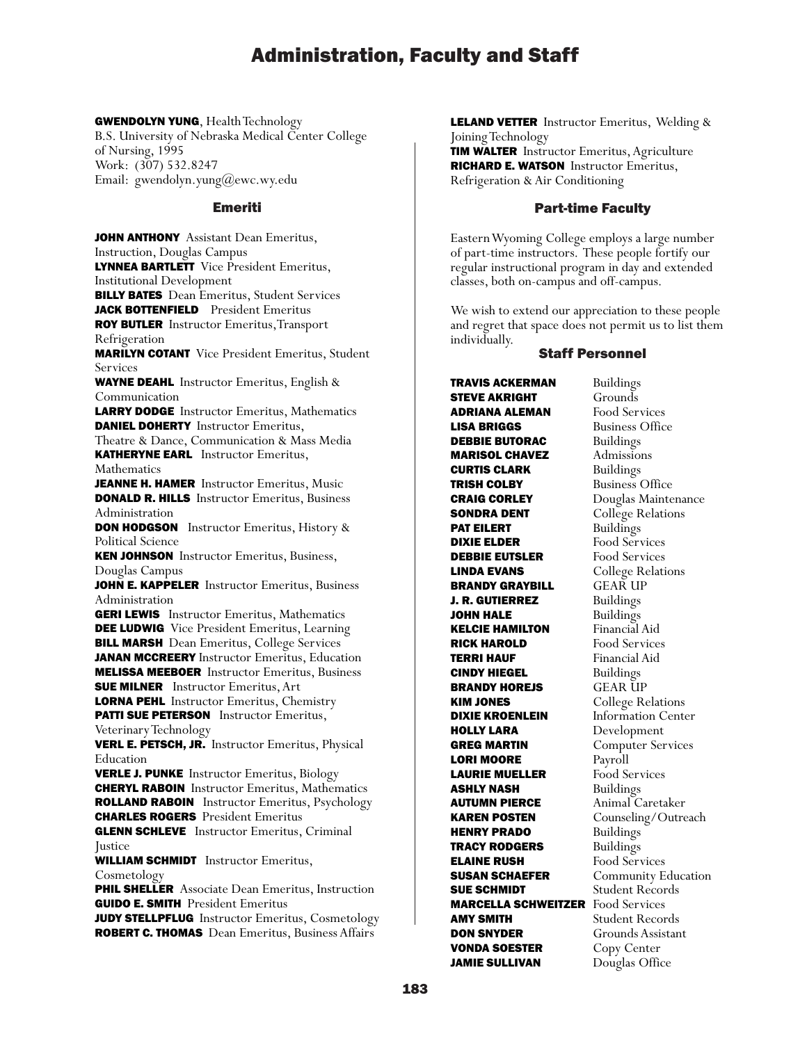# Administration, Faculty and Staff

**GWENDOLYN YUNG**, Health Technology
B.S. University of Nebraska Medical Center College of Nursing, 1995
Work: (307) 532.8247
Email: gwendolyn.yung@ewc.wy.edu

## Emeriti

**JOHN ANTHONY** Assistant Dean Emeritus, Instruction, Douglas Campus
**LYNNEA BARTLETT** Vice President Emeritus, Institutional Development
**BILLY BATES** Dean Emeritus, Student Services
**JACK BOTTENFIELD** President Emeritus
**ROY BUTLER** Instructor Emeritus, Transport Refrigeration
**MARILYN COTANT** Vice President Emeritus, Student Services
**WAYNE DEAHL** Instructor Emeritus, English & Communication
**LARRY DODGE** Instructor Emeritus, Mathematics
**DANIEL DOHERTY** Instructor Emeritus, Theatre & Dance, Communication & Mass Media
**KATHERYNE EARL** Instructor Emeritus, Mathematics
**JEANNE H. HAMER** Instructor Emeritus, Music
**DONALD R. HILLS** Instructor Emeritus, Business Administration
**DON HODGSON** Instructor Emeritus, History & Political Science
**KEN JOHNSON** Instructor Emeritus, Business, Douglas Campus
**JOHN E. KAPPELER** Instructor Emeritus, Business Administration
**GERI LEWIS** Instructor Emeritus, Mathematics
**DEE LUDWIG** Vice President Emeritus, Learning
**BILL MARSH** Dean Emeritus, College Services
**JANAN MCCREERY** Instructor Emeritus, Education
**MELISSA MEEBOER** Instructor Emeritus, Business
**SUE MILNER** Instructor Emeritus, Art
**LORNA PEHL** Instructor Emeritus, Chemistry
**PATTI SUE PETERSON** Instructor Emeritus, Veterinary Technology
**VERL E. PETSCH, JR.** Instructor Emeritus, Physical Education
**VERLE J. PUNKE** Instructor Emeritus, Biology
**CHERYL RABOIN** Instructor Emeritus, Mathematics
**ROLLAND RABOIN** Instructor Emeritus, Psychology
**CHARLES ROGERS** President Emeritus
**GLENN SCHLEVE** Instructor Emeritus, Criminal Justice
**WILLIAM SCHMIDT** Instructor Emeritus, Cosmetology
**PHIL SHELLER** Associate Dean Emeritus, Instruction
**GUIDO E. SMITH** President Emeritus
**JUDY STELLPFLUG** Instructor Emeritus, Cosmetology
**ROBERT C. THOMAS** Dean Emeritus, Business Affairs
**LELAND VETTER** Instructor Emeritus, Welding & Joining Technology
**TIM WALTER** Instructor Emeritus, Agriculture
**RICHARD E. WATSON** Instructor Emeritus, Refrigeration & Air Conditioning

## Part-time Faculty

Eastern Wyoming College employs a large number of part-time instructors. These people fortify our regular instructional program in day and extended classes, both on-campus and off-campus.

We wish to extend our appreciation to these people and regret that space does not permit us to list them individually.

## Staff Personnel

| | |
|---|---|
| **TRAVIS ACKERMAN** | Buildings |
| **STEVE AKRIGHT** | Grounds |
| **ADRIANA ALEMAN** | Food Services |
| **LISA BRIGGS** | Business Office |
| **DEBBIE BUTORAC** | Buildings |
| **MARISOL CHAVEZ** | Admissions |
| **CURTIS CLARK** | Buildings |
| **TRISH COLBY** | Business Office |
| **CRAIG CORLEY** | Douglas Maintenance |
| **SONDRA DENT** | College Relations |
| **PAT EILERT** | Buildings |
| **DIXIE ELDER** | Food Services |
| **DEBBIE EUTSLER** | Food Services |
| **LINDA EVANS** | College Relations |
| **BRANDY GRAYBILL** | GEAR UP |
| **J. R. GUTIERREZ** | Buildings |
| **JOHN HALE** | Buildings |
| **KELCIE HAMILTON** | Financial Aid |
| **RICK HAROLD** | Food Services |
| **TERRI HAUF** | Financial Aid |
| **CINDY HIEGEL** | Buildings |
| **BRANDY HOREJS** | GEAR UP |
| **KIM JONES** | College Relations |
| **DIXIE KROENLEIN** | Information Center |
| **HOLLY LARA** | Development |
| **GREG MARTIN** | Computer Services |
| **LORI MOORE** | Payroll |
| **LAURIE MUELLER** | Food Services |
| **ASHLY NASH** | Buildings |
| **AUTUMN PIERCE** | Animal Caretaker |
| **KAREN POSTEN** | Counseling/Outreach |
| **HENRY PRADO** | Buildings |
| **TRACY RODGERS** | Buildings |
| **ELAINE RUSH** | Food Services |
| **SUSAN SCHAEFER** | Community Education |
| **SUE SCHMIDT** | Student Records |
| **MARCELLA SCHWEITZER** | Food Services |
| **AMY SMITH** | Student Records |
| **DON SNYDER** | Grounds Assistant |
| **VONDA SOESTER** | Copy Center |
| **JAMIE SULLIVAN** | Douglas Office |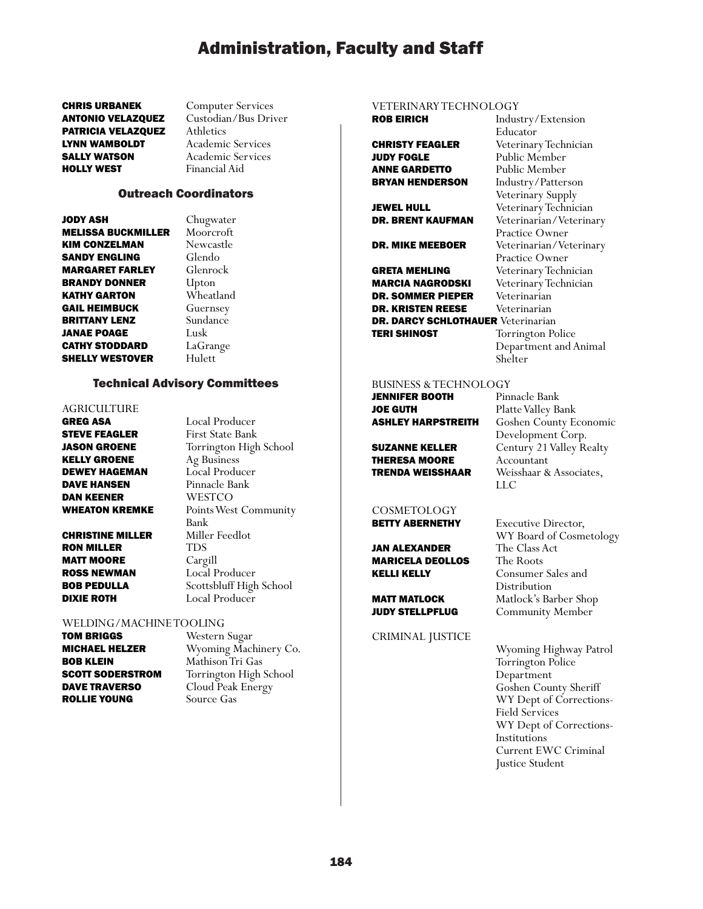# Administration, Faculty and Staff

| | |
|---|---|
| **CHRIS URBANEK** | Computer Services |
| **ANTONIO VELAZQUEZ** | Custodian/Bus Driver |
| **PATRICIA VELAZQUEZ** | Athletics |
| **LYNN WAMBOLDT** | Academic Services |
| **SALLY WATSON** | Academic Services |
| **HOLLY WEST** | Financial Aid |

## Outreach Coordinators

| | |
|---|---|
| **JODY ASH** | Chugwater |
| **MELISSA BUCKMILLER** | Moorcroft |
| **KIM CONZELMAN** | Newcastle |
| **SANDY ENGLING** | Glendo |
| **MARGARET FARLEY** | Glenrock |
| **BRANDY DONNER** | Upton |
| **KATHY GARTON** | Wheatland |
| **GAIL HEIMBUCK** | Guernsey |
| **BRITTANY LENZ** | Sundance |
| **JANAE POAGE** | Lusk |
| **CATHY STODDARD** | LaGrange |
| **SHELLY WESTOVER** | Hulett |

## Technical Advisory Committees

AGRICULTURE

| | |
|---|---|
| **GREG ASA** | Local Producer |
| **STEVE FEAGLER** | First State Bank |
| **JASON GROENE** | Torrington High School |
| **KELLY GROENE** | Ag Business |
| **DEWEY HAGEMAN** | Local Producer |
| **DAVE HANSEN** | Pinnacle Bank |
| **DAN KEENER** | WESTCO |
| **WHEATON KREMKE** | Points West Community Bank |
| **CHRISTINE MILLER** | Miller Feedlot |
| **RON MILLER** | TDS |
| **MATT MOORE** | Cargill |
| **ROSS NEWMAN** | Local Producer |
| **BOB PEDULLA** | Scottsbluff High School |
| **DIXIE ROTH** | Local Producer |

WELDING/MACHINE TOOLING

| | |
|---|---|
| **TOM BRIGGS** | Western Sugar |
| **MICHAEL HELZER** | Wyoming Machinery Co. |
| **BOB KLEIN** | Mathison Tri Gas |
| **SCOTT SODERSTROM** | Torrington High School |
| **DAVE TRAVERSO** | Cloud Peak Energy |
| **ROLLIE YOUNG** | Source Gas |

VETERINARY TECHNOLOGY

| | |
|---|---|
| **ROB EIRICH** | Industry/Extension Educator |
| **CHRISTY FEAGLER** | Veterinary Technician |
| **JUDY FOGLE** | Public Member |
| **ANNE GARDETTO** | Public Member |
| **BRYAN HENDERSON** | Industry/Patterson Veterinary Supply |
| **JEWEL HULL** | Veterinary Technician |
| **DR. BRENT KAUFMAN** | Veterinarian/Veterinary Practice Owner |
| **DR. MIKE MEEBOER** | Veterinarian/Veterinary Practice Owner |
| **GRETA MEHLING** | Veterinary Technician |
| **MARCIA NAGRODSKI** | Veterinary Technician |
| **DR. SOMMER PIEPER** | Veterinarian |
| **DR. KRISTEN REESE** | Veterinarian |
| **DR. DARCY SCHLOTHAUER** | Veterinarian |
| **TERI SHINOST** | Torrington Police Department and Animal Shelter |

BUSINESS & TECHNOLOGY

| | |
|---|---|
| **JENNIFER BOOTH** | Pinnacle Bank |
| **JOE GUTH** | Platte Valley Bank |
| **ASHLEY HARPSTREITH** | Goshen County Economic Development Corp. |
| **SUZANNE KELLER** | Century 21 Valley Realty |
| **THERESA MOORE** | Accountant |
| **TRENDA WEISSHAAR** | Weisshaar & Associates, LLC |

COSMETOLOGY

| | |
|---|---|
| **BETTY ABERNETHY** | Executive Director, WY Board of Cosmetology |
| **JAN ALEXANDER** | The Class Act |
| **MARICELA DEOLLOS** | The Roots |
| **KELLI KELLY** | Consumer Sales and Distribution |
| **MATT MATLOCK** | Matlock's Barber Shop |
| **JUDY STELLPFLUG** | Community Member |

CRIMINAL JUSTICE

- Wyoming Highway Patrol
- Torrington Police Department
- Goshen County Sheriff
- WY Dept of Corrections-Field Services
- WY Dept of Corrections-Institutions
- Current EWC Criminal Justice Student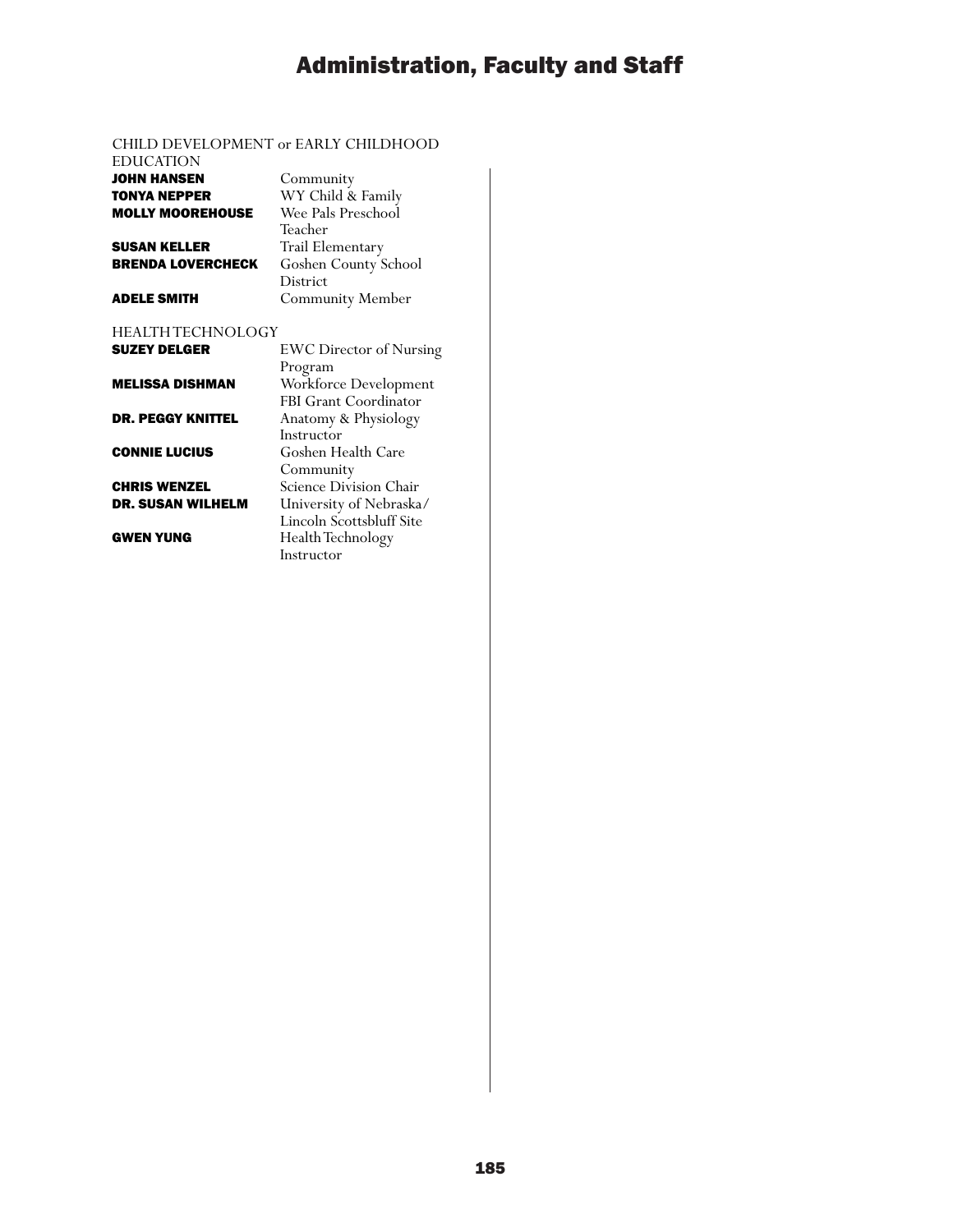# Administration, Faculty and Staff

CHILD DEVELOPMENT or EARLY CHILDHOOD EDUCATION

| | |
|---|---|
| **JOHN HANSEN** | Community |
| **TONYA NEPPER** | WY Child & Family |
| **MOLLY MOOREHOUSE** | Wee Pals Preschool Teacher |
| **SUSAN KELLER** | Trail Elementary |
| **BRENDA LOVERCHECK** | Goshen County School District |
| **ADELE SMITH** | Community Member |

HEALTH TECHNOLOGY

| | |
|---|---|
| **SUZEY DELGER** | EWC Director of Nursing Program |
| **MELISSA DISHMAN** | Workforce Development FBI Grant Coordinator |
| **DR. PEGGY KNITTEL** | Anatomy & Physiology Instructor |
| **CONNIE LUCIUS** | Goshen Health Care Community |
| **CHRIS WENZEL** | Science Division Chair |
| **DR. SUSAN WILHELM** | University of Nebraska/ Lincoln Scottsbluff Site |
| **GWEN YUNG** | Health Technology Instructor |